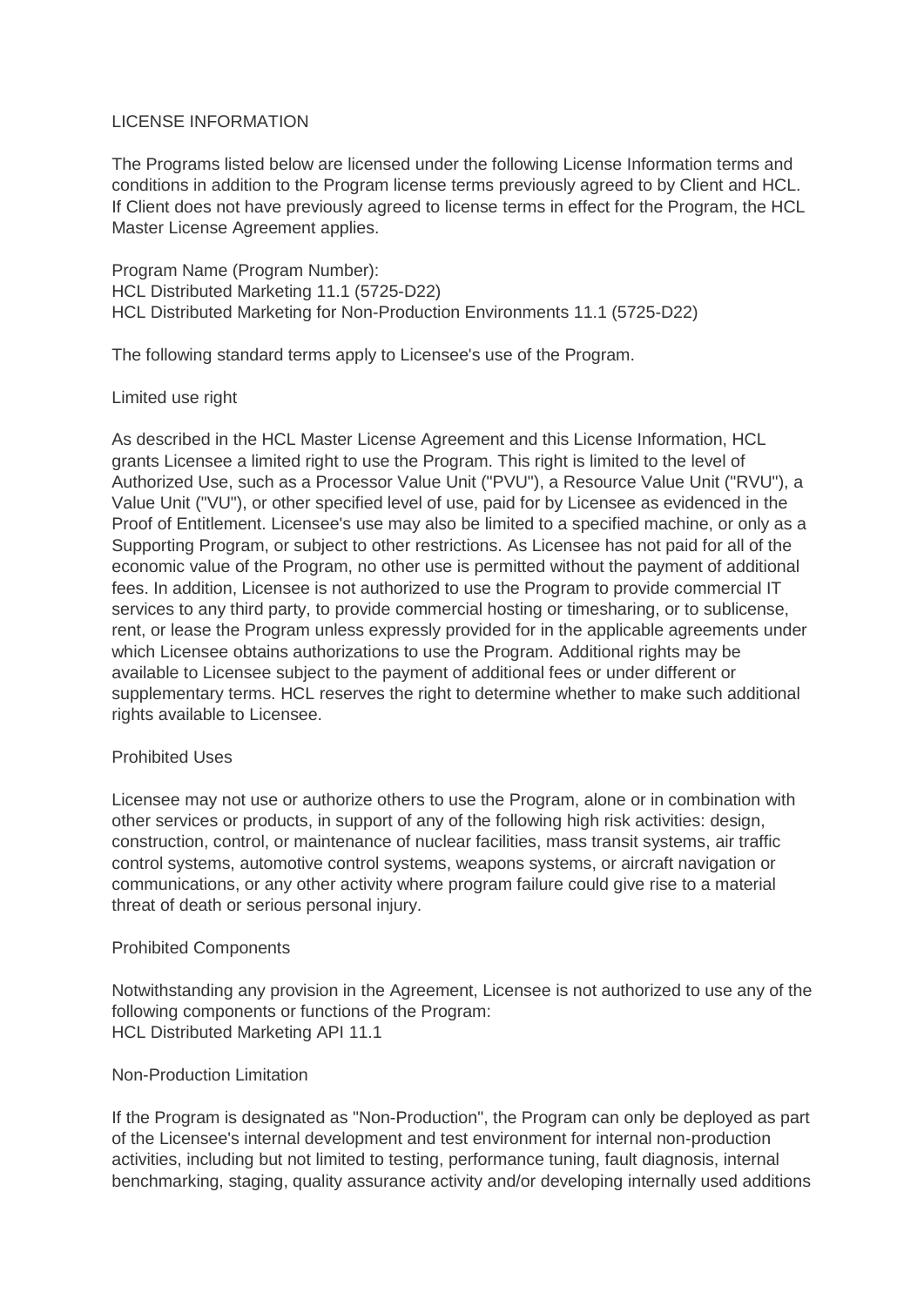# LICENSE INFORMATION

The Programs listed below are licensed under the following License Information terms and conditions in addition to the Program license terms previously agreed to by Client and HCL. If Client does not have previously agreed to license terms in effect for the Program, the HCL Master License Agreement applies.

Program Name (Program Number):
HCL Distributed Marketing 11.1 (5725-D22)
HCL Distributed Marketing for Non-Production Environments 11.1 (5725-D22)

The following standard terms apply to Licensee's use of the Program.

## Limited use right

As described in the HCL Master License Agreement and this License Information, HCL grants Licensee a limited right to use the Program. This right is limited to the level of Authorized Use, such as a Processor Value Unit ("PVU"), a Resource Value Unit ("RVU"), a Value Unit ("VU"), or other specified level of use, paid for by Licensee as evidenced in the Proof of Entitlement. Licensee's use may also be limited to a specified machine, or only as a Supporting Program, or subject to other restrictions. As Licensee has not paid for all of the economic value of the Program, no other use is permitted without the payment of additional fees. In addition, Licensee is not authorized to use the Program to provide commercial IT services to any third party, to provide commercial hosting or timesharing, or to sublicense, rent, or lease the Program unless expressly provided for in the applicable agreements under which Licensee obtains authorizations to use the Program. Additional rights may be available to Licensee subject to the payment of additional fees or under different or supplementary terms. HCL reserves the right to determine whether to make such additional rights available to Licensee.

## Prohibited Uses

Licensee may not use or authorize others to use the Program, alone or in combination with other services or products, in support of any of the following high risk activities: design, construction, control, or maintenance of nuclear facilities, mass transit systems, air traffic control systems, automotive control systems, weapons systems, or aircraft navigation or communications, or any other activity where program failure could give rise to a material threat of death or serious personal injury.

## Prohibited Components

Notwithstanding any provision in the Agreement, Licensee is not authorized to use any of the following components or functions of the Program:
HCL Distributed Marketing API 11.1

## Non-Production Limitation

If the Program is designated as "Non-Production", the Program can only be deployed as part of the Licensee's internal development and test environment for internal non-production activities, including but not limited to testing, performance tuning, fault diagnosis, internal benchmarking, staging, quality assurance activity and/or developing internally used additions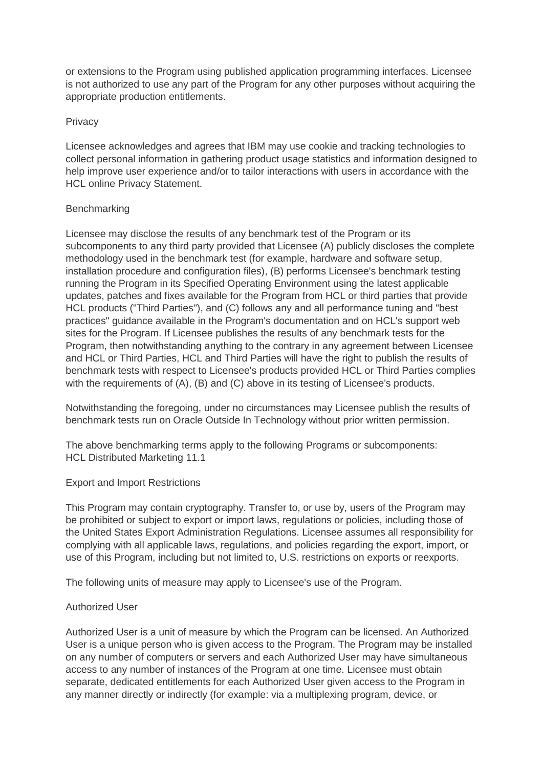or extensions to the Program using published application programming interfaces. Licensee is not authorized to use any part of the Program for any other purposes without acquiring the appropriate production entitlements.

Privacy

Licensee acknowledges and agrees that IBM may use cookie and tracking technologies to collect personal information in gathering product usage statistics and information designed to help improve user experience and/or to tailor interactions with users in accordance with the HCL online Privacy Statement.

Benchmarking

Licensee may disclose the results of any benchmark test of the Program or its subcomponents to any third party provided that Licensee (A) publicly discloses the complete methodology used in the benchmark test (for example, hardware and software setup, installation procedure and configuration files), (B) performs Licensee's benchmark testing running the Program in its Specified Operating Environment using the latest applicable updates, patches and fixes available for the Program from HCL or third parties that provide HCL products ("Third Parties"), and (C) follows any and all performance tuning and "best practices" guidance available in the Program's documentation and on HCL's support web sites for the Program. If Licensee publishes the results of any benchmark tests for the Program, then notwithstanding anything to the contrary in any agreement between Licensee and HCL or Third Parties, HCL and Third Parties will have the right to publish the results of benchmark tests with respect to Licensee's products provided HCL or Third Parties complies with the requirements of (A), (B) and (C) above in its testing of Licensee's products.

Notwithstanding the foregoing, under no circumstances may Licensee publish the results of benchmark tests run on Oracle Outside In Technology without prior written permission.

The above benchmarking terms apply to the following Programs or subcomponents:
HCL Distributed Marketing 11.1

Export and Import Restrictions

This Program may contain cryptography. Transfer to, or use by, users of the Program may be prohibited or subject to export or import laws, regulations or policies, including those of the United States Export Administration Regulations. Licensee assumes all responsibility for complying with all applicable laws, regulations, and policies regarding the export, import, or use of this Program, including but not limited to, U.S. restrictions on exports or reexports.

The following units of measure may apply to Licensee's use of the Program.

Authorized User

Authorized User is a unit of measure by which the Program can be licensed. An Authorized User is a unique person who is given access to the Program. The Program may be installed on any number of computers or servers and each Authorized User may have simultaneous access to any number of instances of the Program at one time. Licensee must obtain separate, dedicated entitlements for each Authorized User given access to the Program in any manner directly or indirectly (for example: via a multiplexing program, device, or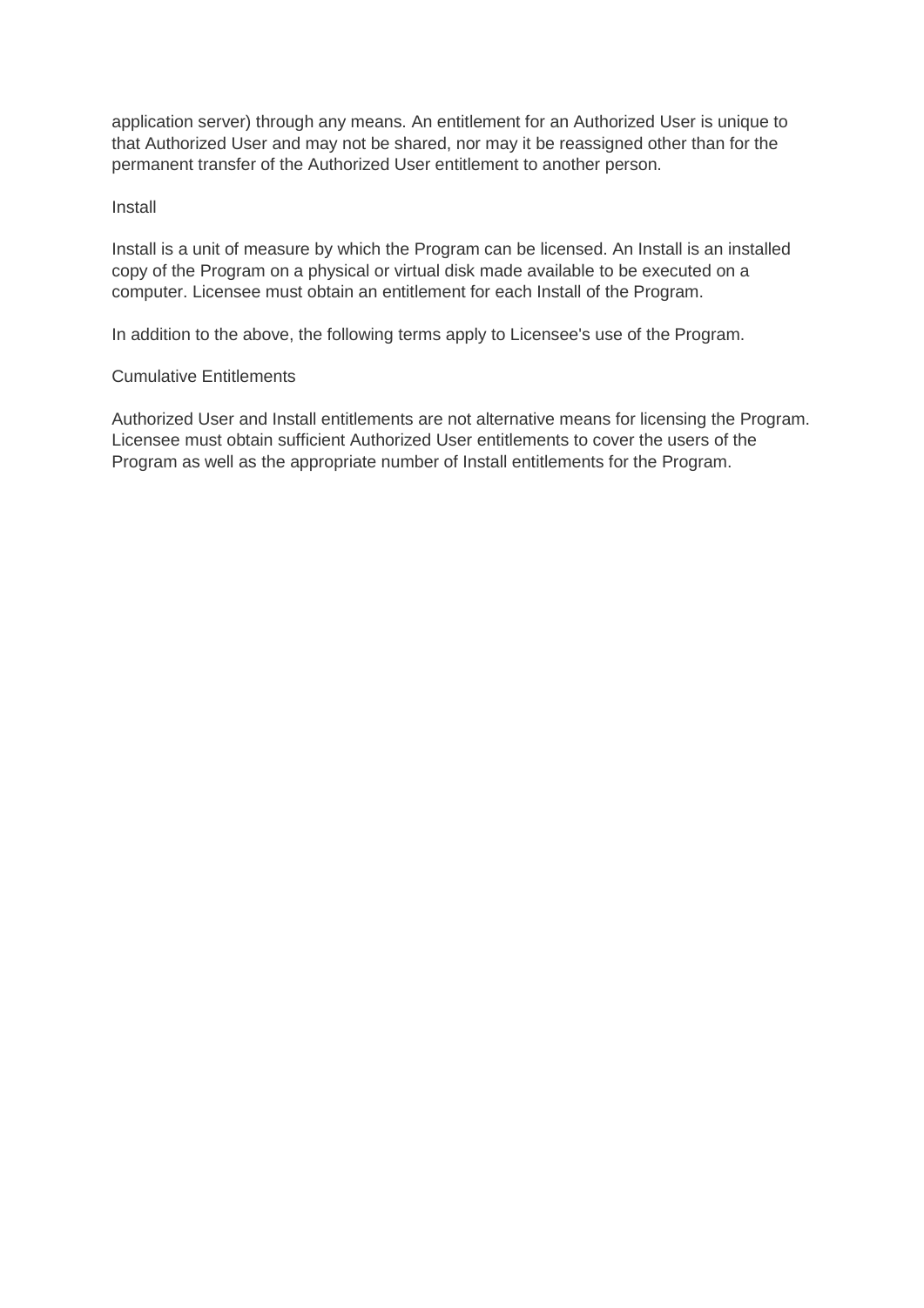application server) through any means. An entitlement for an Authorized User is unique to that Authorized User and may not be shared, nor may it be reassigned other than for the permanent transfer of the Authorized User entitlement to another person.

Install

Install is a unit of measure by which the Program can be licensed. An Install is an installed copy of the Program on a physical or virtual disk made available to be executed on a computer. Licensee must obtain an entitlement for each Install of the Program.

In addition to the above, the following terms apply to Licensee's use of the Program.

Cumulative Entitlements

Authorized User and Install entitlements are not alternative means for licensing the Program. Licensee must obtain sufficient Authorized User entitlements to cover the users of the Program as well as the appropriate number of Install entitlements for the Program.